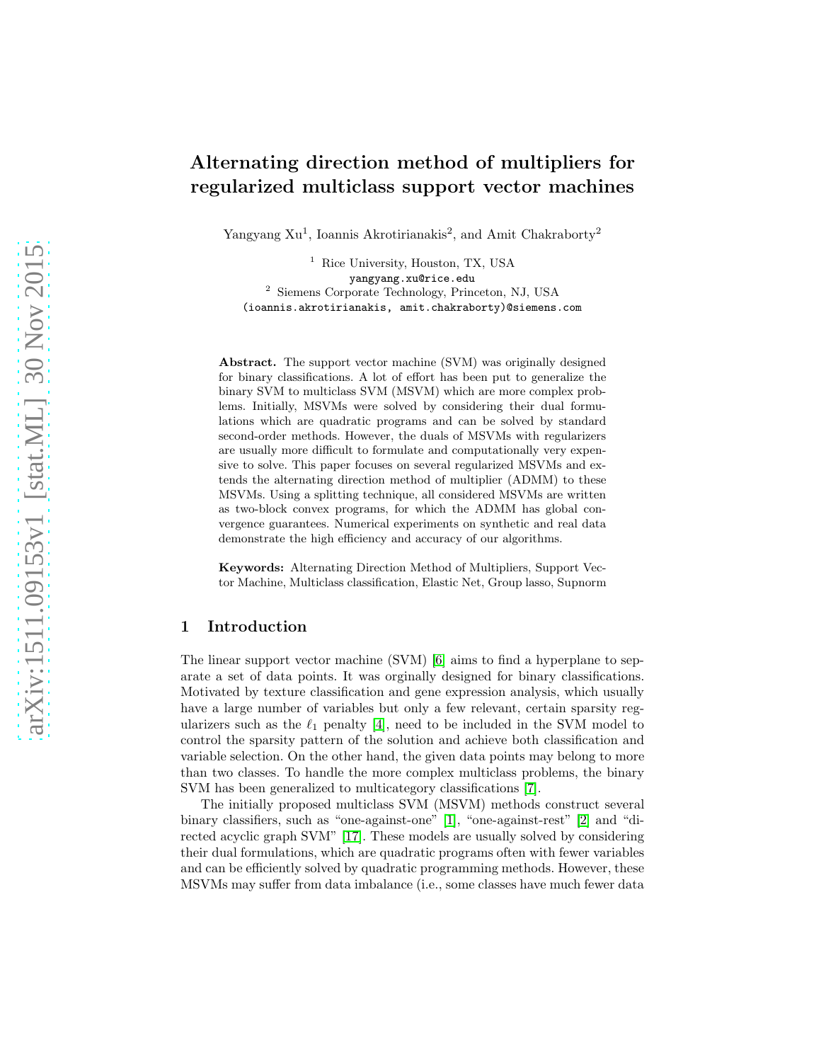# Alternating direction method of multipliers for regularized multiclass support vector machines

Yangyang Xu[1], Ioannis Akrotirianakis[2], and Amit Chakraborty[2]

[1] Rice University, Houston, TX, USA
yangyang.xu@rice.edu

[2] Siemens Corporate Technology, Princeton, NJ, USA
(ioannis.akrotirianakis, amit.chakraborty)@siemens.com

**Abstract.** The support vector machine (SVM) was originally designed for binary classifications. A lot of effort has been put to generalize the binary SVM to multiclass SVM (MSVM) which are more complex problems. Initially, MSVMs were solved by considering their dual formulations which are quadratic programs and can be solved by standard second-order methods. However, the duals of MSVMs with regularizers are usually more difficult to formulate and computationally very expensive to solve. This paper focuses on several regularized MSVMs and extends the alternating direction method of multiplier (ADMM) to these MSVMs. Using a splitting technique, all considered MSVMs are written as two-block convex programs, for which the ADMM has global convergence guarantees. Numerical experiments on synthetic and real data demonstrate the high efficiency and accuracy of our algorithms.

**Keywords:** Alternating Direction Method of Multipliers, Support Vector Machine, Multiclass classification, Elastic Net, Group lasso, Supnorm

## 1 Introduction

The linear support vector machine (SVM) [6] aims to find a hyperplane to separate a set of data points. It was orginally designed for binary classifications. Motivated by texture classification and gene expression analysis, which usually have a large number of variables but only a few relevant, certain sparsity regularizers such as the $\ell_1$ penalty [4], need to be included in the SVM model to control the sparsity pattern of the solution and achieve both classification and variable selection. On the other hand, the given data points may belong to more than two classes. To handle the more complex multiclass problems, the binary SVM has been generalized to multicategory classifications [7].

The initially proposed multiclass SVM (MSVM) methods construct several binary classifiers, such as "one-against-one" [1], "one-against-rest" [2] and "directed acyclic graph SVM" [17]. These models are usually solved by considering their dual formulations, which are quadratic programs often with fewer variables and can be efficiently solved by quadratic programming methods. However, these MSVMs may suffer from data imbalance (i.e., some classes have much fewer data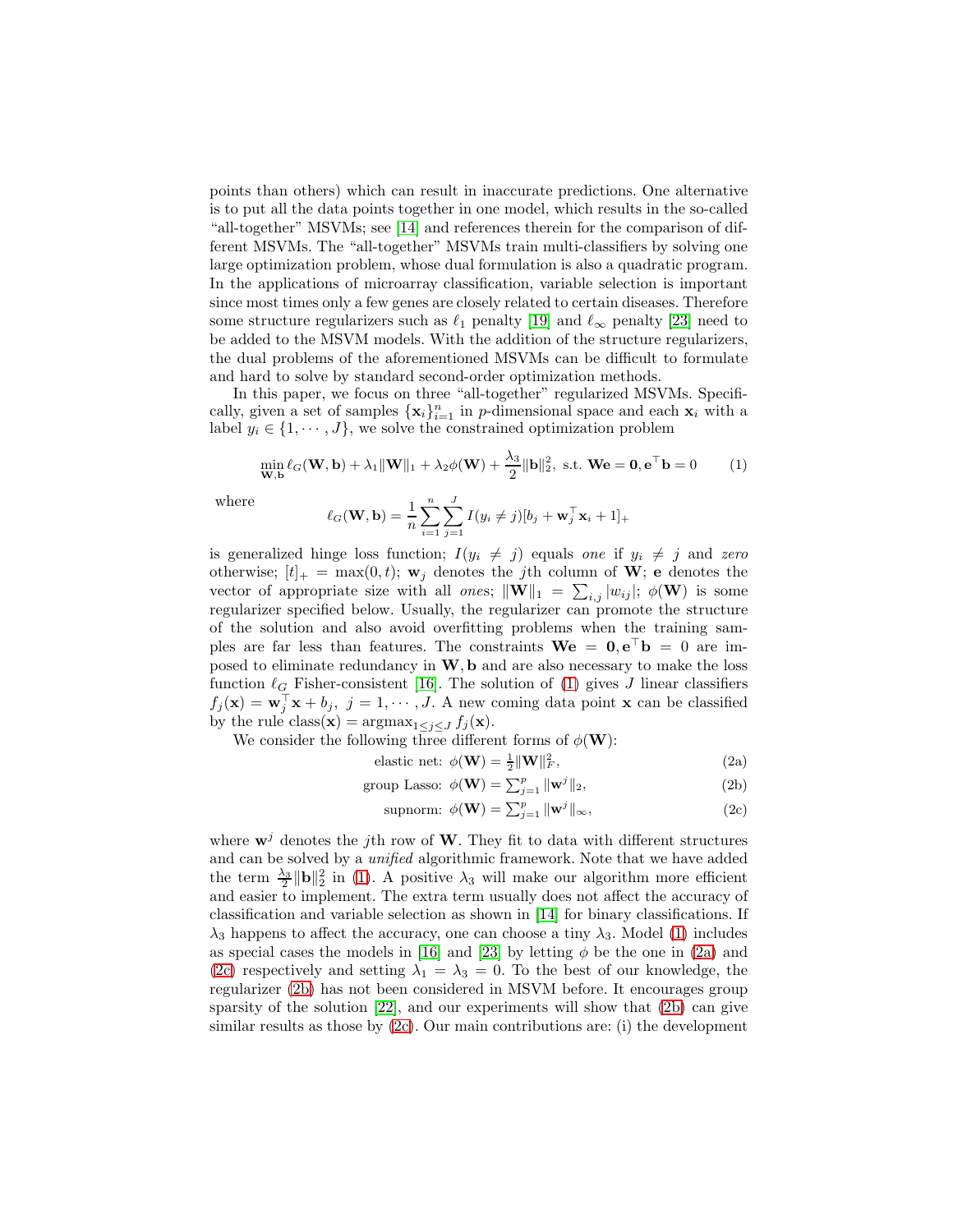points than others) which can result in inaccurate predictions. One alternative is to put all the data points together in one model, which results in the so-called "all-together" MSVMs; see [14] and references therein for the comparison of different MSVMs. The "all-together" MSVMs train multi-classifiers by solving one large optimization problem, whose dual formulation is also a quadratic program. In the applications of microarray classification, variable selection is important since most times only a few genes are closely related to certain diseases. Therefore some structure regularizers such as $\ell_1$ penalty [19] and $\ell_\infty$ penalty [23] need to be added to the MSVM models. With the addition of the structure regularizers, the dual problems of the aforementioned MSVMs can be difficult to formulate and hard to solve by standard second-order optimization methods.

In this paper, we focus on three "all-together" regularized MSVMs. Specifically, given a set of samples $\{\mathbf{x}_i\}_{i=1}^n$ in $p$-dimensional space and each $\mathbf{x}_i$ with a label $y_i \in \{1, \cdots, J\}$, we solve the constrained optimization problem

$$\min_{\mathbf{W},\mathbf{b}} \ell_G(\mathbf{W},\mathbf{b}) + \lambda_1\|\mathbf{W}\|_1 + \lambda_2\phi(\mathbf{W}) + \frac{\lambda_3}{2}\|\mathbf{b}\|_2^2, \text{ s.t. } \mathbf{W}\mathbf{e} = \mathbf{0}, \mathbf{e}^\top\mathbf{b} = 0 \tag{1}$$

where

$$\ell_G(\mathbf{W},\mathbf{b}) = \frac{1}{n}\sum_{i=1}^n\sum_{j=1}^J I(y_i \neq j)[b_j + \mathbf{w}_j^\top\mathbf{x}_i + 1]_+$$

is generalized hinge loss function; $I(y_i \neq j)$ equals *one* if $y_i \neq j$ and *zero* otherwise; $[t]_+ = \max(0,t)$; $\mathbf{w}_j$ denotes the $j$th column of $\mathbf{W}$; $\mathbf{e}$ denotes the vector of appropriate size with all *ones*; $\|\mathbf{W}\|_1 = \sum_{i,j}|w_{ij}|$; $\phi(\mathbf{W})$ is some regularizer specified below. Usually, the regularizer can promote the structure of the solution and also avoid overfitting problems when the training samples are far less than features. The constraints $\mathbf{W}\mathbf{e} = \mathbf{0}, \mathbf{e}^\top\mathbf{b} = 0$ are imposed to eliminate redundancy in $\mathbf{W}, \mathbf{b}$ and are also necessary to make the loss function $\ell_G$ Fisher-consistent [16]. The solution of (1) gives $J$ linear classifiers $f_j(\mathbf{x}) = \mathbf{w}_j^\top\mathbf{x} + b_j,\ j = 1, \cdots, J$. A new coming data point $\mathbf{x}$ can be classified by the rule $\text{class}(\mathbf{x}) = \text{argmax}_{1\leq j\leq J} f_j(\mathbf{x})$.

We consider the following three different forms of $\phi(\mathbf{W})$:

$$\text{elastic net: } \phi(\mathbf{W}) = \tfrac{1}{2}\|\mathbf{W}\|_F^2, \tag{2a}$$

$$\text{group Lasso: } \phi(\mathbf{W}) = \textstyle\sum_{j=1}^p \|\mathbf{w}^j\|_2, \tag{2b}$$

$$\text{supnorm: } \phi(\mathbf{W}) = \textstyle\sum_{j=1}^p \|\mathbf{w}^j\|_\infty, \tag{2c}$$

where $\mathbf{w}^j$ denotes the $j$th row of $\mathbf{W}$. They fit to data with different structures and can be solved by a *unified* algorithmic framework. Note that we have added the term $\frac{\lambda_3}{2}\|\mathbf{b}\|_2^2$ in (1). A positive $\lambda_3$ will make our algorithm more efficient and easier to implement. The extra term usually does not affect the accuracy of classification and variable selection as shown in [14] for binary classifications. If $\lambda_3$ happens to affect the accuracy, one can choose a tiny $\lambda_3$. Model (1) includes as special cases the models in [16] and [23] by letting $\phi$ be the one in (2a) and (2c) respectively and setting $\lambda_1 = \lambda_3 = 0$. To the best of our knowledge, the regularizer (2b) has not been considered in MSVM before. It encourages group sparsity of the solution [22], and our experiments will show that (2b) can give similar results as those by (2c). Our main contributions are: (i) the development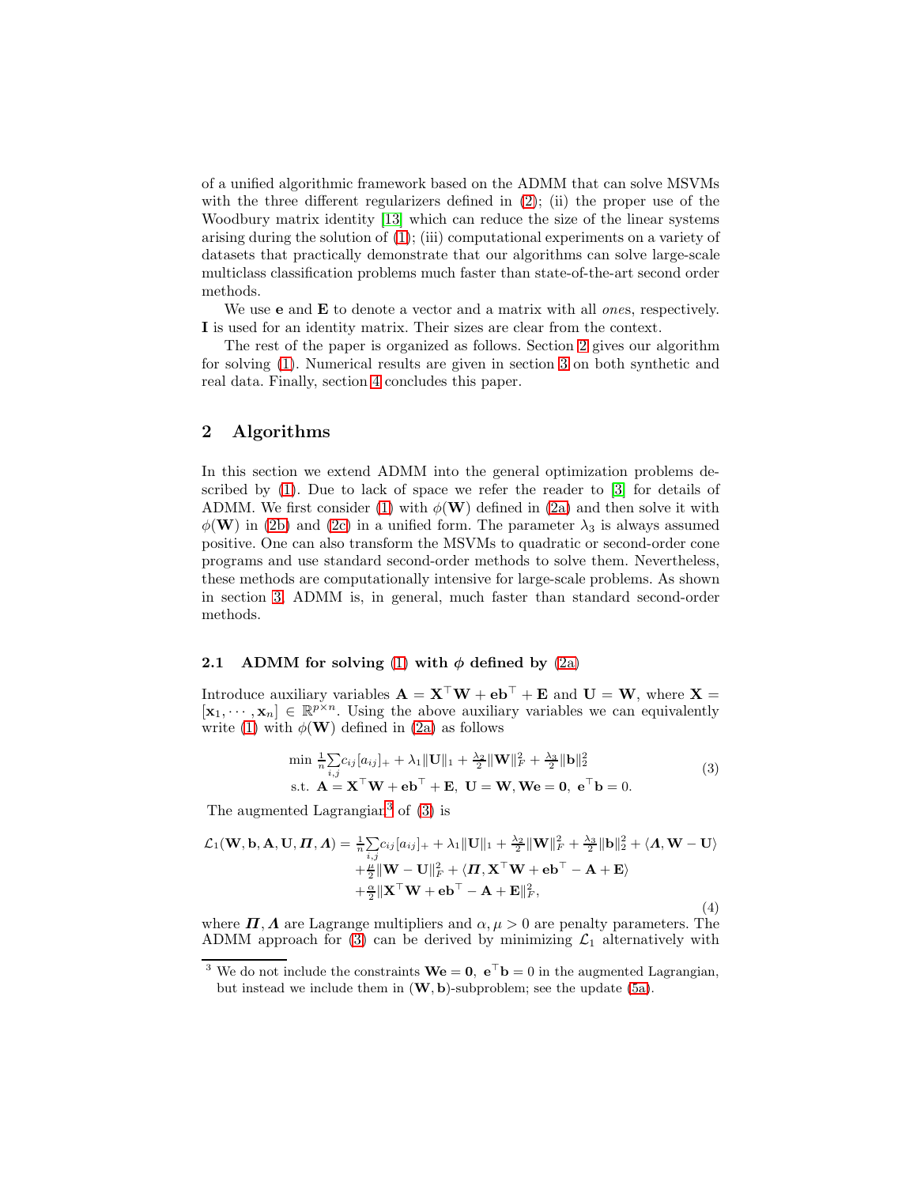of a unified algorithmic framework based on the ADMM that can solve MSVMs with the three different regularizers defined in (2); (ii) the proper use of the Woodbury matrix identity [13] which can reduce the size of the linear systems arising during the solution of (1); (iii) computational experiments on a variety of datasets that practically demonstrate that our algorithms can solve large-scale multiclass classification problems much faster than state-of-the-art second order methods.

We use $\mathbf{e}$ and $\mathbf{E}$ to denote a vector and a matrix with all *one*s, respectively. $\mathbf{I}$ is used for an identity matrix. Their sizes are clear from the context.

The rest of the paper is organized as follows. Section 2 gives our algorithm for solving (1). Numerical results are given in section 3 on both synthetic and real data. Finally, section 4 concludes this paper.

## 2 Algorithms

In this section we extend ADMM into the general optimization problems described by (1). Due to lack of space we refer the reader to [3] for details of ADMM. We first consider (1) with $\phi(\mathbf{W})$ defined in (2a) and then solve it with $\phi(\mathbf{W})$ in (2b) and (2c) in a unified form. The parameter $\lambda_3$ is always assumed positive. One can also transform the MSVMs to quadratic or second-order cone programs and use standard second-order methods to solve them. Nevertheless, these methods are computationally intensive for large-scale problems. As shown in section 3, ADMM is, in general, much faster than standard second-order methods.

### 2.1 ADMM for solving (1) with $\phi$ defined by (2a)

Introduce auxiliary variables $\mathbf{A} = \mathbf{X}^\top \mathbf{W} + \mathbf{e}\mathbf{b}^\top + \mathbf{E}$ and $\mathbf{U} = \mathbf{W}$, where $\mathbf{X} = [\mathbf{x}_1, \cdots, \mathbf{x}_n] \in \mathbb{R}^{p \times n}$. Using the above auxiliary variables we can equivalently write (1) with $\phi(\mathbf{W})$ defined in (2a) as follows

$$
\begin{aligned}
&\min \ \tfrac{1}{n}\sum_{i,j} c_{ij}[a_{ij}]_+ + \lambda_1 \|\mathbf{U}\|_1 + \tfrac{\lambda_2}{2}\|\mathbf{W}\|_F^2 + \tfrac{\lambda_3}{2}\|\mathbf{b}\|_2^2 \\
&\text{s.t. } \ \mathbf{A} = \mathbf{X}^\top \mathbf{W} + \mathbf{e}\mathbf{b}^\top + \mathbf{E}, \ \mathbf{U} = \mathbf{W}, \mathbf{W}\mathbf{e} = \mathbf{0}, \ \mathbf{e}^\top \mathbf{b} = 0.
\end{aligned}
\tag{3}
$$

The augmented Lagrangian[3] of (3) is

$$
\begin{aligned}
\mathcal{L}_1(\mathbf{W}, \mathbf{b}, \mathbf{A}, \mathbf{U}, \boldsymbol{\Pi}, \boldsymbol{\Lambda}) = &\tfrac{1}{n}\sum_{i,j} c_{ij}[a_{ij}]_+ + \lambda_1 \|\mathbf{U}\|_1 + \tfrac{\lambda_2}{2}\|\mathbf{W}\|_F^2 + \tfrac{\lambda_3}{2}\|\mathbf{b}\|_2^2 + \langle \boldsymbol{\Lambda}, \mathbf{W} - \mathbf{U} \rangle \\
&+ \tfrac{\mu}{2}\|\mathbf{W} - \mathbf{U}\|_F^2 + \langle \boldsymbol{\Pi}, \mathbf{X}^\top \mathbf{W} + \mathbf{e}\mathbf{b}^\top - \mathbf{A} + \mathbf{E} \rangle \\
&+ \tfrac{\alpha}{2}\|\mathbf{X}^\top \mathbf{W} + \mathbf{e}\mathbf{b}^\top - \mathbf{A} + \mathbf{E}\|_F^2,
\end{aligned}
\tag{4}
$$

where $\boldsymbol{\Pi}, \boldsymbol{\Lambda}$ are Lagrange multipliers and $\alpha, \mu > 0$ are penalty parameters. The ADMM approach for (3) can be derived by minimizing $\mathcal{L}_1$ alternatively with

[3] We do not include the constraints $\mathbf{W}\mathbf{e} = \mathbf{0}, \ \mathbf{e}^\top \mathbf{b} = 0$ in the augmented Lagrangian, but instead we include them in $(\mathbf{W}, \mathbf{b})$-subproblem; see the update (5a).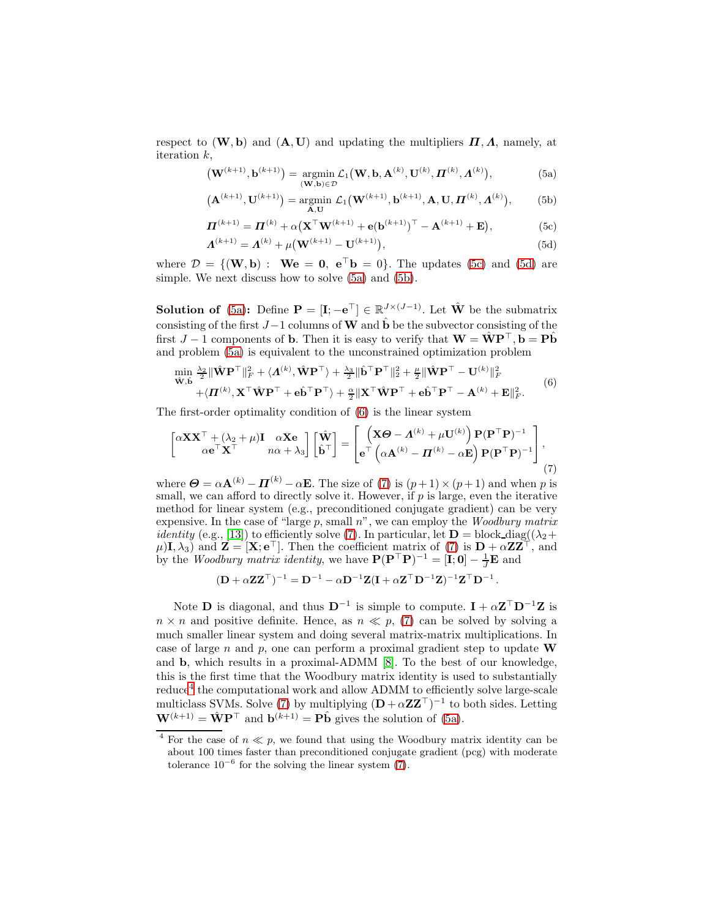respect to $(\mathbf{W}, \mathbf{b})$ and $(\mathbf{A}, \mathbf{U})$ and updating the multipliers $\boldsymbol{\Pi}, \boldsymbol{\Lambda}$, namely, at iteration $k$,

$$\left(\mathbf{W}^{(k+1)}, \mathbf{b}^{(k+1)}\right) = \operatorname*{argmin}_{(\mathbf{W},\mathbf{b})\in\mathcal{D}} \mathcal{L}_1\left(\mathbf{W}, \mathbf{b}, \mathbf{A}^{(k)}, \mathbf{U}^{(k)}, \boldsymbol{\Pi}^{(k)}, \boldsymbol{\Lambda}^{(k)}\right), \tag{5a}$$

$$\left(\mathbf{A}^{(k+1)}, \mathbf{U}^{(k+1)}\right) = \operatorname*{argmin}_{\mathbf{A},\mathbf{U}} \mathcal{L}_1\left(\mathbf{W}^{(k+1)}, \mathbf{b}^{(k+1)}, \mathbf{A}, \mathbf{U}, \boldsymbol{\Pi}^{(k)}, \boldsymbol{\Lambda}^{(k)}\right), \tag{5b}$$

$$\boldsymbol{\Pi}^{(k+1)} = \boldsymbol{\Pi}^{(k)} + \alpha\left(\mathbf{X}^\top \mathbf{W}^{(k+1)} + \mathbf{e}(\mathbf{b}^{(k+1)})^\top - \mathbf{A}^{(k+1)} + \mathbf{E}\right), \tag{5c}$$

$$\boldsymbol{\Lambda}^{(k+1)} = \boldsymbol{\Lambda}^{(k)} + \mu\left(\mathbf{W}^{(k+1)} - \mathbf{U}^{(k+1)}\right), \tag{5d}$$

where $\mathcal{D} = \{(\mathbf{W}, \mathbf{b}) : \ \mathbf{W}\mathbf{e} = \mathbf{0}, \ \mathbf{e}^\top \mathbf{b} = 0\}$. The updates (5c) and (5d) are simple. We next discuss how to solve (5a) and (5b).

**Solution of (5a):** Define $\mathbf{P} = [\mathbf{I}; -\mathbf{e}^\top] \in \mathbb{R}^{J\times(J-1)}$. Let $\hat{\mathbf{W}}$ be the submatrix consisting of the first $J-1$ columns of $\mathbf{W}$ and $\hat{\mathbf{b}}$ be the subvector consisting of the first $J-1$ components of $\mathbf{b}$. Then it is easy to verify that $\mathbf{W} = \hat{\mathbf{W}}\mathbf{P}^\top, \mathbf{b} = \mathbf{P}\hat{\mathbf{b}}$ and problem (5a) is equivalent to the unconstrained optimization problem

$$\begin{aligned}\min_{\hat{\mathbf{W}},\hat{\mathbf{b}}} \ & \tfrac{\lambda_2}{2}\|\hat{\mathbf{W}}\mathbf{P}^\top\|_F^2 + \langle \boldsymbol{\Lambda}^{(k)}, \hat{\mathbf{W}}\mathbf{P}^\top\rangle + \tfrac{\lambda_3}{2}\|\hat{\mathbf{b}}^\top\mathbf{P}^\top\|_2^2 + \tfrac{\mu}{2}\|\hat{\mathbf{W}}\mathbf{P}^\top - \mathbf{U}^{(k)}\|_F^2 \\ & + \langle \boldsymbol{\Pi}^{(k)}, \mathbf{X}^\top\hat{\mathbf{W}}\mathbf{P}^\top + \mathbf{e}\hat{\mathbf{b}}^\top\mathbf{P}^\top\rangle + \tfrac{\alpha}{2}\|\mathbf{X}^\top\hat{\mathbf{W}}\mathbf{P}^\top + \mathbf{e}\hat{\mathbf{b}}^\top\mathbf{P}^\top - \mathbf{A}^{(k)} + \mathbf{E}\|_F^2.\end{aligned} \tag{6}$$

The first-order optimality condition of (6) is the linear system

$$\begin{bmatrix}\alpha\mathbf{X}\mathbf{X}^\top + (\lambda_2+\mu)\mathbf{I} & \alpha\mathbf{X}\mathbf{e} \\ \alpha\mathbf{e}^\top\mathbf{X}^\top & n\alpha + \lambda_3\end{bmatrix}\begin{bmatrix}\hat{\mathbf{W}} \\ \hat{\mathbf{b}}^\top\end{bmatrix} = \begin{bmatrix}\left(\mathbf{X}\boldsymbol{\Theta} - \boldsymbol{\Lambda}^{(k)} + \mu\mathbf{U}^{(k)}\right)\mathbf{P}(\mathbf{P}^\top\mathbf{P})^{-1} \\ \mathbf{e}^\top\left(\alpha\mathbf{A}^{(k)} - \boldsymbol{\Pi}^{(k)} - \alpha\mathbf{E}\right)\mathbf{P}(\mathbf{P}^\top\mathbf{P})^{-1}\end{bmatrix}, \tag{7}$$

where $\boldsymbol{\Theta} = \alpha\mathbf{A}^{(k)} - \boldsymbol{\Pi}^{(k)} - \alpha\mathbf{E}$. The size of (7) is $(p+1)\times(p+1)$ and when $p$ is small, we can afford to directly solve it. However, if $p$ is large, even the iterative method for linear system (e.g., preconditioned conjugate gradient) can be very expensive. In the case of "large $p$, small $n$", we can employ the *Woodbury matrix identity* (e.g., [13]) to efficiently solve (7). In particular, let $\mathbf{D} = \text{block\_diag}((\lambda_2 + \mu)\mathbf{I}, \lambda_3)$ and $\mathbf{Z} = [\mathbf{X}; \mathbf{e}^\top]$. Then the coefficient matrix of (7) is $\mathbf{D} + \alpha\mathbf{Z}\mathbf{Z}^\top$, and by the *Woodbury matrix identity*, we have $\mathbf{P}(\mathbf{P}^\top\mathbf{P})^{-1} = [\mathbf{I}; \mathbf{0}] - \frac{1}{J}\mathbf{E}$ and

$$(\mathbf{D} + \alpha\mathbf{Z}\mathbf{Z}^\top)^{-1} = \mathbf{D}^{-1} - \alpha\mathbf{D}^{-1}\mathbf{Z}(\mathbf{I} + \alpha\mathbf{Z}^\top\mathbf{D}^{-1}\mathbf{Z})^{-1}\mathbf{Z}^\top\mathbf{D}^{-1}.$$

Note $\mathbf{D}$ is diagonal, and thus $\mathbf{D}^{-1}$ is simple to compute. $\mathbf{I} + \alpha\mathbf{Z}^\top\mathbf{D}^{-1}\mathbf{Z}$ is $n\times n$ and positive definite. Hence, as $n \ll p$, (7) can be solved by solving a much smaller linear system and doing several matrix-matrix multiplications. In case of large $n$ and $p$, one can perform a proximal gradient step to update $\mathbf{W}$ and $\mathbf{b}$, which results in a proximal-ADMM [8]. To the best of our knowledge, this is the first time that the Woodbury matrix identity is used to substantially reduce[4] the computational work and allow ADMM to efficiently solve large-scale multiclass SVMs. Solve (7) by multiplying $(\mathbf{D} + \alpha\mathbf{Z}\mathbf{Z}^\top)^{-1}$ to both sides. Letting $\mathbf{W}^{(k+1)} = \hat{\mathbf{W}}\mathbf{P}^\top$ and $\mathbf{b}^{(k+1)} = \mathbf{P}\hat{\mathbf{b}}$ gives the solution of (5a).

[4] For the case of $n \ll p$, we found that using the Woodbury matrix identity can be about 100 times faster than preconditioned conjugate gradient (pcg) with moderate tolerance $10^{-6}$ for the solving the linear system (7).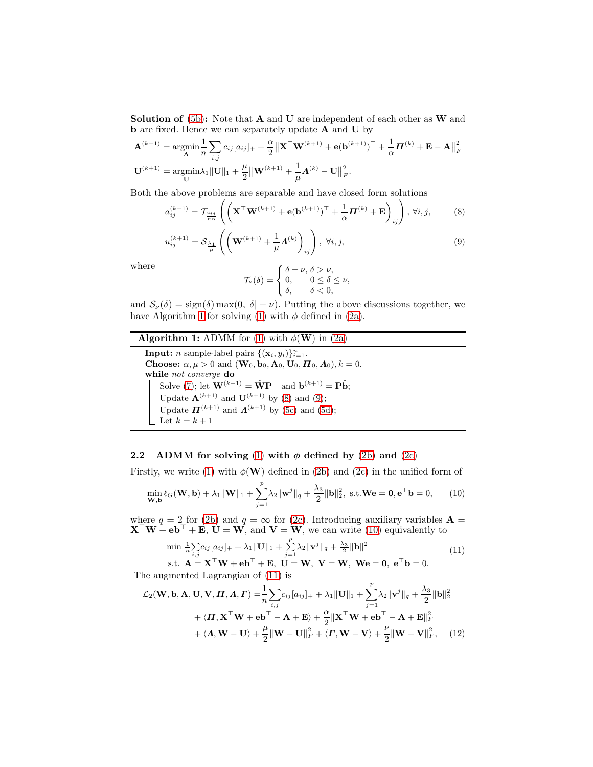**Solution of (5b):** Note that $\mathbf{A}$ and $\mathbf{U}$ are independent of each other as $\mathbf{W}$ and $\mathbf{b}$ are fixed. Hence we can separately update $\mathbf{A}$ and $\mathbf{U}$ by

$$\mathbf{A}^{(k+1)} = \underset{\mathbf{A}}{\operatorname{argmin}} \frac{1}{n}\sum_{i,j} c_{ij}[a_{ij}]_+ + \frac{\alpha}{2}\left\|\mathbf{X}^\top \mathbf{W}^{(k+1)} + \mathbf{e}(\mathbf{b}^{(k+1)})^\top + \frac{1}{\alpha}\boldsymbol{\Pi}^{(k)} + \mathbf{E} - \mathbf{A}\right\|_F^2$$

$$\mathbf{U}^{(k+1)} = \underset{\mathbf{U}}{\operatorname{argmin}} \lambda_1 \|\mathbf{U}\|_1 + \frac{\mu}{2}\left\|\mathbf{W}^{(k+1)} + \frac{1}{\mu}\boldsymbol{\Lambda}^{(k)} - \mathbf{U}\right\|_F^2.$$

Both the above problems are separable and have closed form solutions

$$a_{ij}^{(k+1)} = \mathcal{T}_{\frac{c_{ij}}{n\alpha}}\left(\left(\mathbf{X}^\top \mathbf{W}^{(k+1)} + \mathbf{e}(\mathbf{b}^{(k+1)})^\top + \frac{1}{\alpha}\boldsymbol{\Pi}^{(k)} + \mathbf{E}\right)_{ij}\right), \ \forall i,j, \tag{8}$$

$$u_{ij}^{(k+1)} = \mathcal{S}_{\frac{\lambda_1}{\mu}}\left(\left(\mathbf{W}^{(k+1)} + \frac{1}{\mu}\boldsymbol{\Lambda}^{(k)}\right)_{ij}\right), \ \forall i,j, \tag{9}$$

where

$$\mathcal{T}_\nu(\delta) = \begin{cases} \delta - \nu, & \delta > \nu, \\ 0, & 0 \le \delta \le \nu, \\ \delta, & \delta < 0, \end{cases}$$

and $\mathcal{S}_\nu(\delta) = \operatorname{sign}(\delta)\max(0, |\delta| - \nu)$. Putting the above discussions together, we have Algorithm 1 for solving (1) with $\phi$ defined in (2a).

---

**Algorithm 1:** ADMM for (1) with $\phi(\mathbf{W})$ in (2a)

---

**Input:** $n$ sample-label pairs $\{(\mathbf{x}_i, y_i)\}_{i=1}^n$.
**Choose:** $\alpha, \mu > 0$ and $(\mathbf{W}_0, \mathbf{b}_0, \mathbf{A}_0, \mathbf{U}_0, \boldsymbol{\Pi}_0, \boldsymbol{\Lambda}_0), k = 0$.
**while** *not converge* **do**
  Solve (7); let $\mathbf{W}^{(k+1)} = \hat{\mathbf{W}}\mathbf{P}^\top$ and $\mathbf{b}^{(k+1)} = \mathbf{P}\hat{\mathbf{b}}$;
  Update $\mathbf{A}^{(k+1)}$ and $\mathbf{U}^{(k+1)}$ by (8) and (9);
  Update $\boldsymbol{\Pi}^{(k+1)}$ and $\boldsymbol{\Lambda}^{(k+1)}$ by (5c) and (5d);
  Let $k = k + 1$

---

### 2.2 ADMM for solving (1) with $\phi$ defined by (2b) and (2c)

Firstly, we write (1) with $\phi(\mathbf{W})$ defined in (2b) and (2c) in the unified form of

$$\min_{\mathbf{W},\mathbf{b}} \ell_G(\mathbf{W}, \mathbf{b}) + \lambda_1 \|\mathbf{W}\|_1 + \sum_{j=1}^p \lambda_2 \|\mathbf{w}^j\|_q + \frac{\lambda_3}{2}\|\mathbf{b}\|_2^2, \text{ s.t.} \mathbf{W}\mathbf{e} = \mathbf{0}, \mathbf{e}^\top \mathbf{b} = 0, \tag{10}$$

where $q = 2$ for (2b) and $q = \infty$ for (2c). Introducing auxiliary variables $\mathbf{A} = \mathbf{X}^\top \mathbf{W} + \mathbf{e}\mathbf{b}^\top + \mathbf{E}$, $\mathbf{U} = \mathbf{W}$, and $\mathbf{V} = \mathbf{W}$, we can write (10) equivalently to

$$\begin{aligned} \min \ & \tfrac{1}{n}\sum_{i,j} c_{ij}[a_{ij}]_+ + \lambda_1 \|\mathbf{U}\|_1 + \sum_{j=1}^p \lambda_2 \|\mathbf{v}^j\|_q + \tfrac{\lambda_3}{2}\|\mathbf{b}\|^2 \\ \text{s.t.} \ & \mathbf{A} = \mathbf{X}^\top \mathbf{W} + \mathbf{e}\mathbf{b}^\top + \mathbf{E}, \ \mathbf{U} = \mathbf{W}, \ \mathbf{V} = \mathbf{W}, \ \mathbf{W}\mathbf{e} = \mathbf{0}, \ \mathbf{e}^\top \mathbf{b} = 0. \end{aligned} \tag{11}$$

The augmented Lagrangian of (11) is

$$\begin{aligned} \mathcal{L}_2(\mathbf{W}, \mathbf{b}, \mathbf{A}, \mathbf{U}, \mathbf{V}, \boldsymbol{\Pi}, \boldsymbol{\Lambda}, \boldsymbol{\Gamma}) = & \frac{1}{n}\sum_{i,j} c_{ij}[a_{ij}]_+ + \lambda_1 \|\mathbf{U}\|_1 + \sum_{j=1}^p \lambda_2 \|\mathbf{v}^j\|_q + \frac{\lambda_3}{2}\|\mathbf{b}\|_2^2 \\ & + \langle \boldsymbol{\Pi}, \mathbf{X}^\top \mathbf{W} + \mathbf{e}\mathbf{b}^\top - \mathbf{A} + \mathbf{E}\rangle + \frac{\alpha}{2}\|\mathbf{X}^\top \mathbf{W} + \mathbf{e}\mathbf{b}^\top - \mathbf{A} + \mathbf{E}\|_F^2 \\ & + \langle \boldsymbol{\Lambda}, \mathbf{W} - \mathbf{U}\rangle + \frac{\mu}{2}\|\mathbf{W} - \mathbf{U}\|_F^2 + \langle \boldsymbol{\Gamma}, \mathbf{W} - \mathbf{V}\rangle + \frac{\nu}{2}\|\mathbf{W} - \mathbf{V}\|_F^2, \end{aligned} \tag{12}$$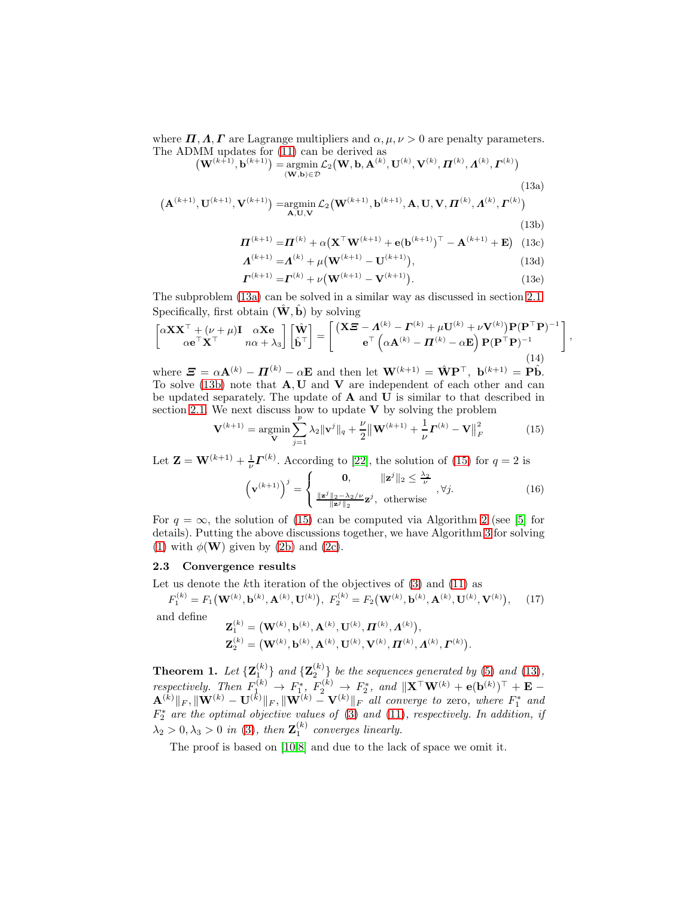where $\boldsymbol{\Pi}, \boldsymbol{\Lambda}, \boldsymbol{\Gamma}$ are Lagrange multipliers and $\alpha, \mu, \nu > 0$ are penalty parameters. The ADMM updates for (11) can be derived as

$$\big(\mathbf{W}^{(k+1)}, \mathbf{b}^{(k+1)}\big) = \underset{(\mathbf{W},\mathbf{b})\in\mathcal{D}}{\operatorname{argmin}}\, \mathcal{L}_2\big(\mathbf{W}, \mathbf{b}, \mathbf{A}^{(k)}, \mathbf{U}^{(k)}, \mathbf{V}^{(k)}, \boldsymbol{\Pi}^{(k)}, \boldsymbol{\Lambda}^{(k)}, \boldsymbol{\Gamma}^{(k)}\big) \tag{13a}$$

$$\big(\mathbf{A}^{(k+1)}, \mathbf{U}^{(k+1)}, \mathbf{V}^{(k+1)}\big) = \underset{\mathbf{A},\mathbf{U},\mathbf{V}}{\operatorname{argmin}}\, \mathcal{L}_2\big(\mathbf{W}^{(k+1)}, \mathbf{b}^{(k+1)}, \mathbf{A}, \mathbf{U}, \mathbf{V}, \boldsymbol{\Pi}^{(k)}, \boldsymbol{\Lambda}^{(k)}, \boldsymbol{\Gamma}^{(k)}\big) \tag{13b}$$

$$\boldsymbol{\Pi}^{(k+1)} = \boldsymbol{\Pi}^{(k)} + \alpha\big(\mathbf{X}^\top \mathbf{W}^{(k+1)} + \mathbf{e}(\mathbf{b}^{(k+1)})^\top - \mathbf{A}^{(k+1)} + \mathbf{E}\big) \tag{13c}$$

$$\boldsymbol{\Lambda}^{(k+1)} = \boldsymbol{\Lambda}^{(k)} + \mu\big(\mathbf{W}^{(k+1)} - \mathbf{U}^{(k+1)}\big), \tag{13d}$$

$$\boldsymbol{\Gamma}^{(k+1)} = \boldsymbol{\Gamma}^{(k)} + \nu\big(\mathbf{W}^{(k+1)} - \mathbf{V}^{(k+1)}\big). \tag{13e}$$

The subproblem (13a) can be solved in a similar way as discussed in section 2.1. Specifically, first obtain $(\hat{\mathbf{W}}, \hat{\mathbf{b}})$ by solving

$$\begin{bmatrix} \alpha\mathbf{X}\mathbf{X}^\top + (\nu+\mu)\mathbf{I} & \alpha\mathbf{X}\mathbf{e} \\ \alpha\mathbf{e}^\top\mathbf{X}^\top & n\alpha + \lambda_3 \end{bmatrix} \begin{bmatrix} \hat{\mathbf{W}} \\ \hat{\mathbf{b}}^\top \end{bmatrix} = \begin{bmatrix} \big(\mathbf{X}\boldsymbol{\Xi} - \boldsymbol{\Lambda}^{(k)} - \boldsymbol{\Gamma}^{(k)} + \mu\mathbf{U}^{(k)} + \nu\mathbf{V}^{(k)}\big)\mathbf{P}(\mathbf{P}^\top\mathbf{P})^{-1} \\ \mathbf{e}^\top\left(\alpha\mathbf{A}^{(k)} - \boldsymbol{\Pi}^{(k)} - \alpha\mathbf{E}\right)\mathbf{P}(\mathbf{P}^\top\mathbf{P})^{-1} \end{bmatrix}, \tag{14}$$

where $\boldsymbol{\Xi} = \alpha\mathbf{A}^{(k)} - \boldsymbol{\Pi}^{(k)} - \alpha\mathbf{E}$ and then let $\mathbf{W}^{(k+1)} = \hat{\mathbf{W}}\mathbf{P}^\top,\ \mathbf{b}^{(k+1)} = \mathbf{P}\hat{\mathbf{b}}$. To solve (13b) note that $\mathbf{A}, \mathbf{U}$ and $\mathbf{V}$ are independent of each other and can be updated separately. The update of $\mathbf{A}$ and $\mathbf{U}$ is similar to that described in section 2.1. We next discuss how to update $\mathbf{V}$ by solving the problem

$$\mathbf{V}^{(k+1)} = \underset{\mathbf{V}}{\operatorname{argmin}} \sum_{j=1}^{p} \lambda_2 \|\mathbf{v}^j\|_q + \frac{\nu}{2}\Big\|\mathbf{W}^{(k+1)} + \frac{1}{\nu}\boldsymbol{\Gamma}^{(k)} - \mathbf{V}\Big\|_F^2 \tag{15}$$

Let $\mathbf{Z} = \mathbf{W}^{(k+1)} + \frac{1}{\nu}\boldsymbol{\Gamma}^{(k)}$. According to [22], the solution of (15) for $q = 2$ is

$$\left(\mathbf{v}^{(k+1)}\right)^j = \begin{cases} \mathbf{0}, & \|\mathbf{z}^j\|_2 \le \frac{\lambda_2}{\nu} \\ \frac{\|\mathbf{z}^j\|_2 - \lambda_2/\nu}{\|\mathbf{z}^j\|_2}\mathbf{z}^j, & \text{otherwise} \end{cases}, \forall j. \tag{16}$$

For $q = \infty$, the solution of (15) can be computed via Algorithm 2 (see [5] for details). Putting the above discussions together, we have Algorithm 3 for solving (1) with $\phi(\mathbf{W})$ given by (2b) and (2c).

### 2.3 Convergence results

Let us denote the $k$th iteration of the objectives of (3) and (11) as

$$F_1^{(k)} = F_1\big(\mathbf{W}^{(k)}, \mathbf{b}^{(k)}, \mathbf{A}^{(k)}, \mathbf{U}^{(k)}\big),\ F_2^{(k)} = F_2\big(\mathbf{W}^{(k)}, \mathbf{b}^{(k)}, \mathbf{A}^{(k)}, \mathbf{U}^{(k)}, \mathbf{V}^{(k)}\big), \tag{17}$$

and define

$$\mathbf{Z}_1^{(k)} = \big(\mathbf{W}^{(k)}, \mathbf{b}^{(k)}, \mathbf{A}^{(k)}, \mathbf{U}^{(k)}, \boldsymbol{\Pi}^{(k)}, \boldsymbol{\Lambda}^{(k)}\big),$$
$$\mathbf{Z}_2^{(k)} = \big(\mathbf{W}^{(k)}, \mathbf{b}^{(k)}, \mathbf{A}^{(k)}, \mathbf{U}^{(k)}, \mathbf{V}^{(k)}, \boldsymbol{\Pi}^{(k)}, \boldsymbol{\Lambda}^{(k)}, \boldsymbol{\Gamma}^{(k)}\big).$$

**Theorem 1.** *Let $\{\mathbf{Z}_1^{(k)}\}$ and $\{\mathbf{Z}_2^{(k)}\}$ be the sequences generated by (5) and (13), respectively. Then $F_1^{(k)} \to F_1^*$, $F_2^{(k)} \to F_2^*$, and $\|\mathbf{X}^\top\mathbf{W}^{(k)} + \mathbf{e}(\mathbf{b}^{(k)})^\top + \mathbf{E} - \mathbf{A}^{(k)}\|_F, \|\mathbf{W}^{(k)} - \mathbf{U}^{(k)}\|_F, \|\mathbf{W}^{(k)} - \mathbf{V}^{(k)}\|_F$ all converge to* zero*, where $F_1^*$ and $F_2^*$ are the optimal objective values of (3) and (11), respectively. In addition, if $\lambda_2 > 0, \lambda_3 > 0$ in (3), then $\mathbf{Z}_1^{(k)}$ converges linearly.*

The proof is based on [10,8] and due to the lack of space we omit it.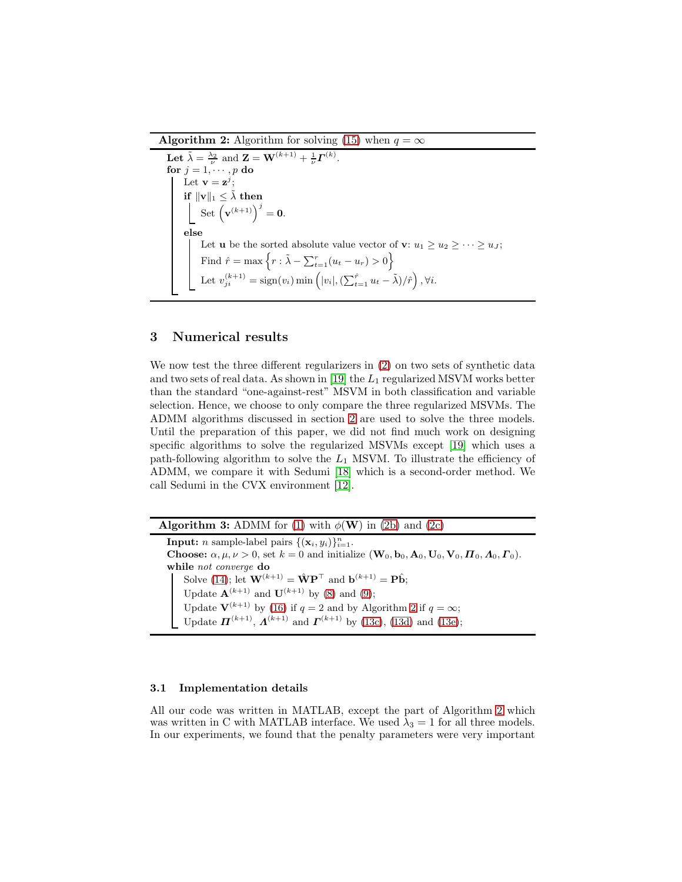**Algorithm 2:** Algorithm for solving (15) when $q = \infty$

```
Let λ̃ = λ₂/ν and Z = W^(k+1) + (1/ν) Γ^(k).
for j = 1, ···, p do
    Let v = z^j;
    if ‖v‖₁ ≤ λ̃ then
        Set (v^(k+1))^j = 0.
    else
        Let u be the sorted absolute value vector of v: u₁ ≥ u₂ ≥ ··· ≥ u_J;
        Find r̂ = max { r : λ̃ − Σ_{t=1}^{r} (u_t − u_r) > 0 }
        Let v_{ji}^(k+1) = sign(v_i) min( |v_i|, (Σ_{t=1}^{r̂} u_t − λ̃)/r̂ ), ∀i.
```

Where:

- $\tilde{\lambda} = \frac{\lambda_2}{\nu}$ and $\mathbf{Z} = \mathbf{W}^{(k+1)} + \frac{1}{\nu}\boldsymbol{\Gamma}^{(k)}$
- If $\|\mathbf{v}\|_1 \le \tilde{\lambda}$: set $\left(\mathbf{v}^{(k+1)}\right)^j = \mathbf{0}$
- Otherwise: $\hat{r} = \max\left\{ r : \tilde{\lambda} - \sum_{t=1}^{r}(u_t - u_r) > 0 \right\}$ and $v_{ji}^{(k+1)} = \text{sign}(v_i)\min\left(|v_i|, (\sum_{t=1}^{\hat{r}} u_t - \tilde{\lambda})/\hat{r}\right), \forall i$

## 3 Numerical results

We now test the three different regularizers in (2) on two sets of synthetic data and two sets of real data. As shown in [19] the $L_1$ regularized MSVM works better than the standard "one-against-rest" MSVM in both classification and variable selection. Hence, we choose to only compare the three regularized MSVMs. The ADMM algorithms discussed in section 2 are used to solve the three models. Until the preparation of this paper, we did not find much work on designing specific algorithms to solve the regularized MSVMs except [19] which uses a path-following algorithm to solve the $L_1$ MSVM. To illustrate the efficiency of ADMM, we compare it with Sedumi [18] which is a second-order method. We call Sedumi in the CVX environment [12].

**Algorithm 3:** ADMM for (1) with $\phi(\mathbf{W})$ in (2b) and (2c)

**Input:** $n$ sample-label pairs $\{(\mathbf{x}_i, y_i)\}_{i=1}^n$.

**Choose:** $\alpha, \mu, \nu > 0$, set $k = 0$ and initialize $(\mathbf{W}_0, \mathbf{b}_0, \mathbf{A}_0, \mathbf{U}_0, \mathbf{V}_0, \boldsymbol{\Pi}_0, \boldsymbol{\Lambda}_0, \boldsymbol{\Gamma}_0)$.

**while** *not converge* **do**

- Solve (14); let $\mathbf{W}^{(k+1)} = \hat{\mathbf{W}}\mathbf{P}^\top$ and $\mathbf{b}^{(k+1)} = \mathbf{P}\hat{\mathbf{b}}$;
- Update $\mathbf{A}^{(k+1)}$ and $\mathbf{U}^{(k+1)}$ by (8) and (9);
- Update $\mathbf{V}^{(k+1)}$ by (16) if $q = 2$ and by Algorithm 2 if $q = \infty$;
- Update $\boldsymbol{\Pi}^{(k+1)}$, $\boldsymbol{\Lambda}^{(k+1)}$ and $\boldsymbol{\Gamma}^{(k+1)}$ by (13c), (13d) and (13e);

### 3.1 Implementation details

All our code was written in MATLAB, except the part of Algorithm 2 which was written in C with MATLAB interface. We used $\lambda_3 = 1$ for all three models. In our experiments, we found that the penalty parameters were very important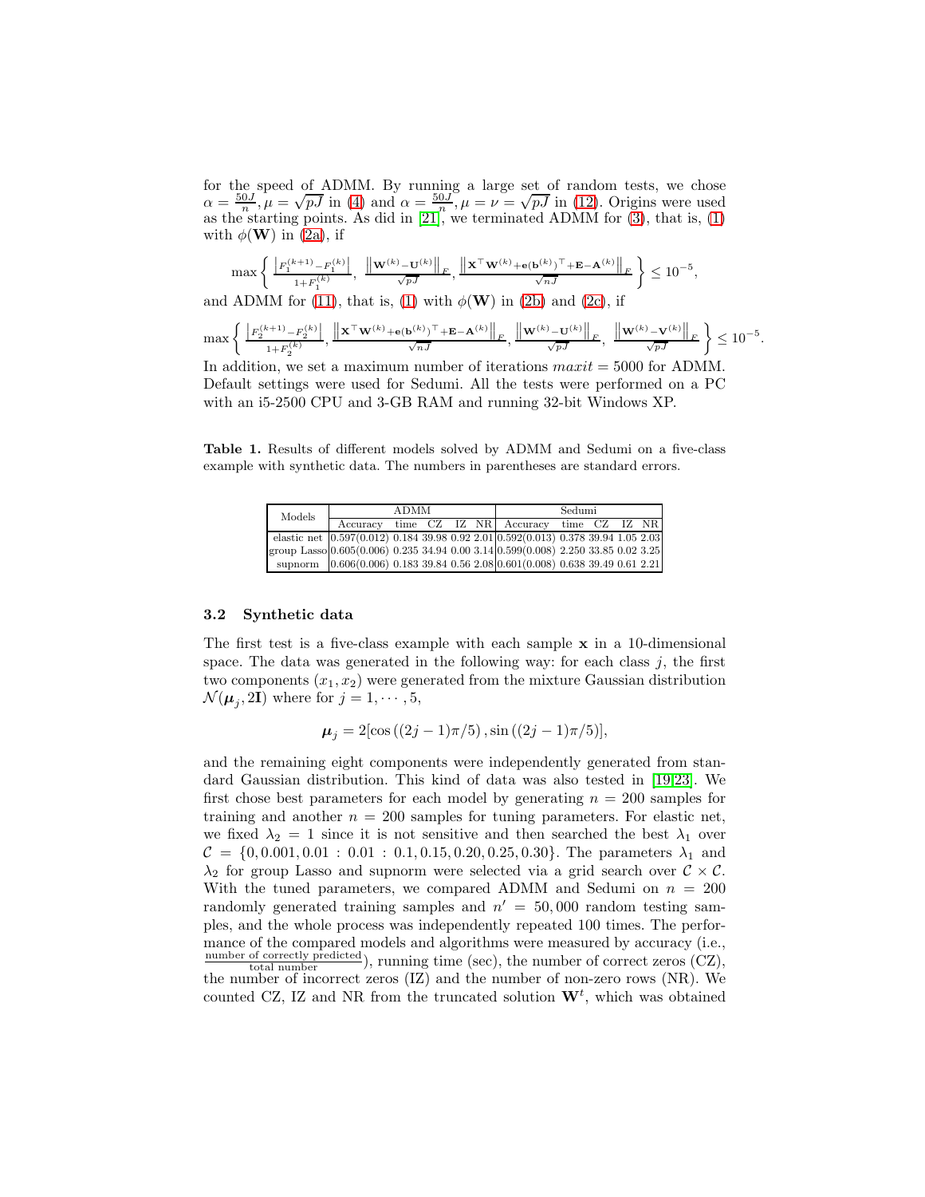for the speed of ADMM. By running a large set of random tests, we chose $\alpha = \frac{50J}{n}, \mu = \sqrt{pJ}$ in (4) and $\alpha = \frac{50J}{n}, \mu = \nu = \sqrt{pJ}$ in (12). Origins were used as the starting points. As did in [21], we terminated ADMM for (3), that is, (1) with $\phi(\mathbf{W})$ in (2a), if

$$\max\left\{ \frac{\left|F_1^{(k+1)} - F_1^{(k)}\right|}{1+F_1^{(k)}}, \ \frac{\left\|\mathbf{W}^{(k)} - \mathbf{U}^{(k)}\right\|_F}{\sqrt{pJ}}, \frac{\left\|\mathbf{X}^\top \mathbf{W}^{(k)} + \mathbf{e}(\mathbf{b}^{(k)})^\top + \mathbf{E} - \mathbf{A}^{(k)}\right\|_F}{\sqrt{nJ}} \right\} \leq 10^{-5},$$

and ADMM for (11), that is, (1) with $\phi(\mathbf{W})$ in (2b) and (2c), if

$$\max\left\{ \frac{\left|F_2^{(k+1)} - F_2^{(k)}\right|}{1+F_2^{(k)}}, \frac{\left\|\mathbf{X}^\top \mathbf{W}^{(k)} + \mathbf{e}(\mathbf{b}^{(k)})^\top + \mathbf{E} - \mathbf{A}^{(k)}\right\|_F}{\sqrt{nJ}}, \frac{\left\|\mathbf{W}^{(k)} - \mathbf{U}^{(k)}\right\|_F}{\sqrt{pJ}}, \ \frac{\left\|\mathbf{W}^{(k)} - \mathbf{V}^{(k)}\right\|_F}{\sqrt{pJ}} \right\} \leq 10^{-5}.$$

In addition, we set a maximum number of iterations $maxit = 5000$ for ADMM. Default settings were used for Sedumi. All the tests were performed on a PC with an i5-2500 CPU and 3-GB RAM and running 32-bit Windows XP.

**Table 1.** Results of different models solved by ADMM and Sedumi on a five-class example with synthetic data. The numbers in parentheses are standard errors.

| Models | ADMM | | | | | Sedumi | | | | |
|---|---|---|---|---|---|---|---|---|---|---|
| | Accuracy | time | CZ | IZ | NR | Accuracy | time | CZ | IZ | NR |
| elastic net | 0.597(0.012) | 0.184 | 39.98 | 0.92 | 2.01 | 0.592(0.013) | 0.378 | 39.94 | 1.05 | 2.03 |
| group Lasso | 0.605(0.006) | 0.235 | 34.94 | 0.00 | 3.14 | 0.599(0.008) | 2.250 | 33.85 | 0.02 | 3.25 |
| supnorm | 0.606(0.006) | 0.183 | 39.84 | 0.56 | 2.08 | 0.601(0.008) | 0.638 | 39.49 | 0.61 | 2.21 |

### 3.2 Synthetic data

The first test is a five-class example with each sample $\mathbf{x}$ in a 10-dimensional space. The data was generated in the following way: for each class $j$, the first two components $(x_1, x_2)$ were generated from the mixture Gaussian distribution $\mathcal{N}(\boldsymbol{\mu}_j, 2\mathbf{I})$ where for $j = 1, \cdots, 5$,

$$\boldsymbol{\mu}_j = 2[\cos((2j-1)\pi/5), \sin((2j-1)\pi/5)],$$

and the remaining eight components were independently generated from standard Gaussian distribution. This kind of data was also tested in [19,23]. We first chose best parameters for each model by generating $n = 200$ samples for training and another $n = 200$ samples for tuning parameters. For elastic net, we fixed $\lambda_2 = 1$ since it is not sensitive and then searched the best $\lambda_1$ over $\mathcal{C} = \{0, 0.001, 0.01 : 0.01 : 0.1, 0.15, 0.20, 0.25, 0.30\}$. The parameters $\lambda_1$ and $\lambda_2$ for group Lasso and supnorm were selected via a grid search over $\mathcal{C} \times \mathcal{C}$. With the tuned parameters, we compared ADMM and Sedumi on $n = 200$ randomly generated training samples and $n' = 50,000$ random testing samples, and the whole process was independently repeated 100 times. The performance of the compared models and algorithms were measured by accuracy (i.e., $\frac{\text{number of correctly predicted}}{\text{total number}}$), running time (sec), the number of correct zeros (CZ), the number of incorrect zeros (IZ) and the number of non-zero rows (NR). We counted CZ, IZ and NR from the truncated solution $\mathbf{W}^t$, which was obtained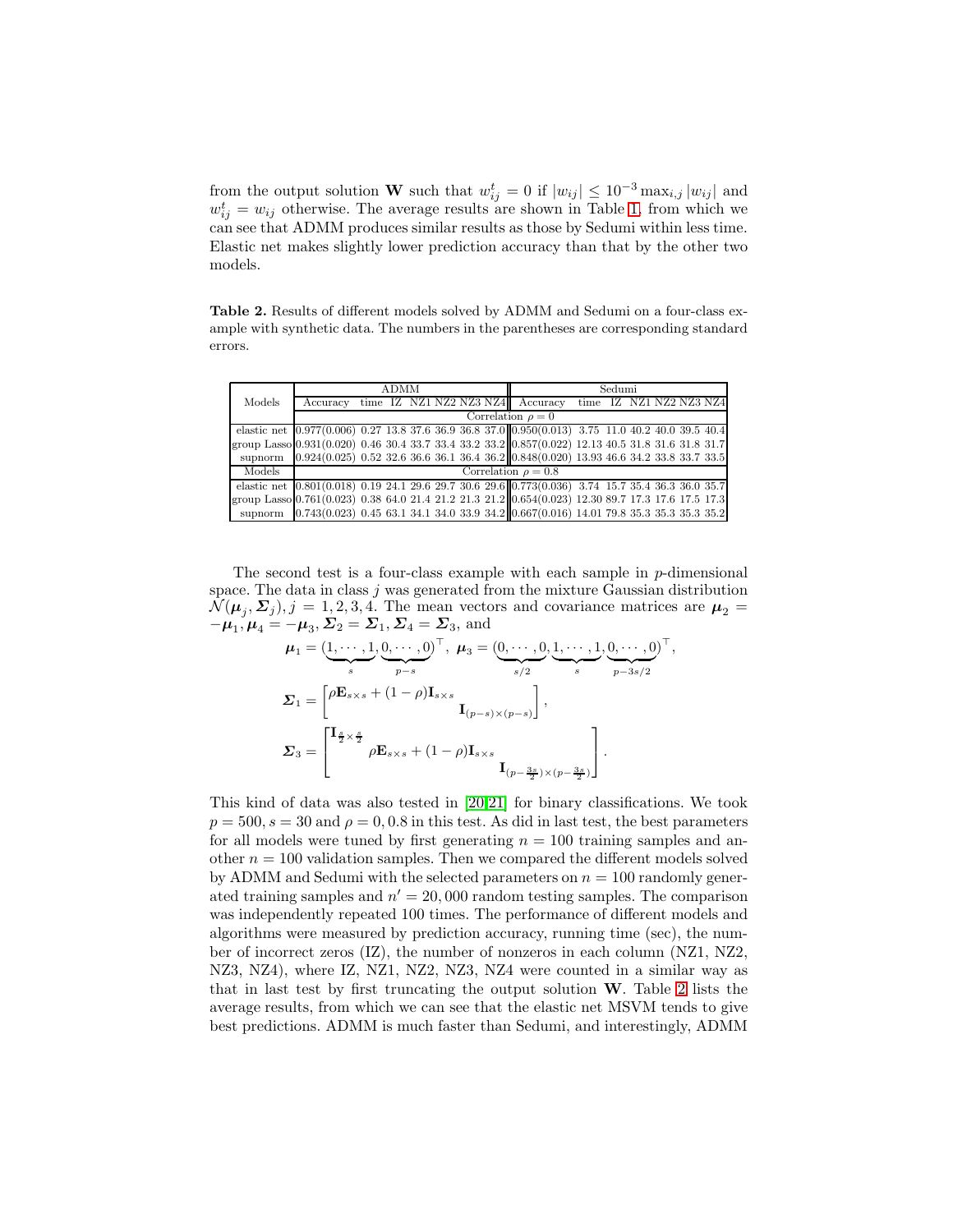from the output solution $\mathbf{W}$ such that $w^t_{ij} = 0$ if $|w_{ij}| \leq 10^{-3} \max_{i,j} |w_{ij}|$ and $w^t_{ij} = w_{ij}$ otherwise. The average results are shown in Table 1, from which we can see that ADMM produces similar results as those by Sedumi within less time. Elastic net makes slightly lower prediction accuracy than that by the other two models.

**Table 2.** Results of different models solved by ADMM and Sedumi on a four-class example with synthetic data. The numbers in the parentheses are corresponding standard errors.

| Models | ADMM | | | | | | | Sedumi | | | | | | |
|---|---|---|---|---|---|---|---|---|---|---|---|---|---|---|
| | Accuracy | time | IZ | NZ1 | NZ2 | NZ3 | NZ4 | Accuracy | time | IZ | NZ1 | NZ2 | NZ3 | NZ4 |
| | Correlation $\rho = 0$ | | | | | | | | | | | | | |
| elastic net | 0.977(0.006) | 0.27 | 13.8 | 37.6 | 36.9 | 36.8 | 37.0 | 0.950(0.013) | 3.75 | 11.0 | 40.2 | 40.0 | 39.5 | 40.4 |
| group Lasso | 0.931(0.020) | 0.46 | 30.4 | 33.7 | 33.4 | 33.2 | 33.2 | 0.857(0.022) | 12.13 | 40.5 | 31.8 | 31.6 | 31.8 | 31.7 |
| supnorm | 0.924(0.025) | 0.52 | 32.6 | 36.6 | 36.1 | 36.4 | 36.2 | 0.848(0.020) | 13.93 | 46.6 | 34.2 | 33.8 | 33.7 | 33.5 |
| Models | Correlation $\rho = 0.8$ | | | | | | | | | | | | | |
| elastic net | 0.801(0.018) | 0.19 | 24.1 | 29.6 | 29.7 | 30.6 | 29.6 | 0.773(0.036) | 3.74 | 15.7 | 35.4 | 36.3 | 36.0 | 35.7 |
| group Lasso | 0.761(0.023) | 0.38 | 64.0 | 21.4 | 21.2 | 21.3 | 21.2 | 0.654(0.023) | 12.30 | 89.7 | 17.3 | 17.6 | 17.5 | 17.3 |
| supnorm | 0.743(0.023) | 0.45 | 63.1 | 34.1 | 34.0 | 33.9 | 34.2 | 0.667(0.016) | 14.01 | 79.8 | 35.3 | 35.3 | 35.3 | 35.2 |

The second test is a four-class example with each sample in $p$-dimensional space. The data in class $j$ was generated from the mixture Gaussian distribution $\mathcal{N}(\boldsymbol{\mu}_j, \boldsymbol{\Sigma}_j), j = 1, 2, 3, 4$. The mean vectors and covariance matrices are $\boldsymbol{\mu}_2 = -\boldsymbol{\mu}_1, \boldsymbol{\mu}_4 = -\boldsymbol{\mu}_3, \boldsymbol{\Sigma}_2 = \boldsymbol{\Sigma}_1, \boldsymbol{\Sigma}_4 = \boldsymbol{\Sigma}_3$, and

$$\boldsymbol{\mu}_1 = (\underbrace{1, \cdots, 1}_{s}, \underbrace{0, \cdots, 0}_{p-s})^\top, \ \boldsymbol{\mu}_3 = (\underbrace{0, \cdots, 0}_{s/2}, \underbrace{1, \cdots, 1}_{s}, \underbrace{0, \cdots, 0}_{p-3s/2})^\top,$$

$$\boldsymbol{\Sigma}_1 = \begin{bmatrix} \rho \mathbf{E}_{s\times s} + (1-\rho)\mathbf{I}_{s\times s} & \\ & \mathbf{I}_{(p-s)\times(p-s)} \end{bmatrix},$$

$$\boldsymbol{\Sigma}_3 = \begin{bmatrix} \mathbf{I}_{\frac{s}{2}\times\frac{s}{2}} & & \\ & \rho \mathbf{E}_{s\times s} + (1-\rho)\mathbf{I}_{s\times s} & \\ & & \mathbf{I}_{(p-\frac{3s}{2})\times(p-\frac{3s}{2})} \end{bmatrix}.$$

This kind of data was also tested in [20,21] for binary classifications. We took $p = 500, s = 30$ and $\rho = 0, 0.8$ in this test. As did in last test, the best parameters for all models were tuned by first generating $n = 100$ training samples and another $n = 100$ validation samples. Then we compared the different models solved by ADMM and Sedumi with the selected parameters on $n = 100$ randomly generated training samples and $n' = 20,000$ random testing samples. The comparison was independently repeated 100 times. The performance of different models and algorithms were measured by prediction accuracy, running time (sec), the number of incorrect zeros (IZ), the number of nonzeros in each column (NZ1, NZ2, NZ3, NZ4), where IZ, NZ1, NZ2, NZ3, NZ4 were counted in a similar way as that in last test by first truncating the output solution $\mathbf{W}$. Table 2 lists the average results, from which we can see that the elastic net MSVM tends to give best predictions. ADMM is much faster than Sedumi, and interestingly, ADMM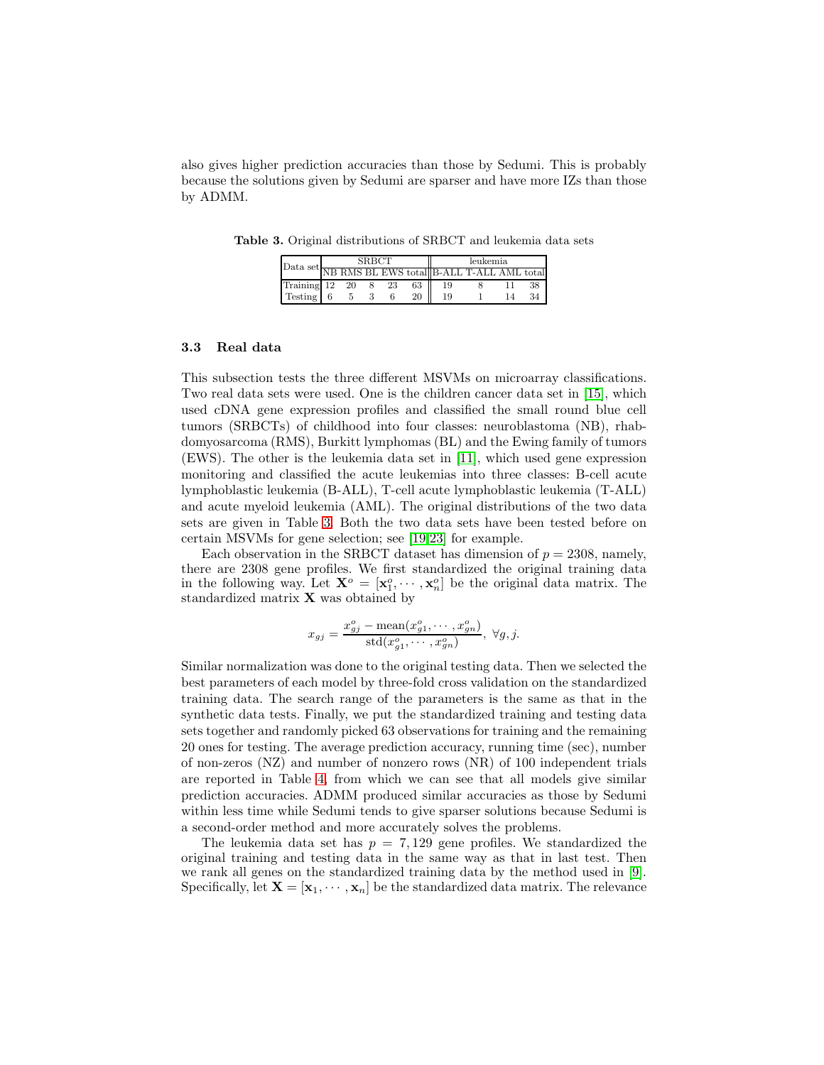also gives higher prediction accuracies than those by Sedumi. This is probably because the solutions given by Sedumi are sparser and have more IZs than those by ADMM.

**Table 3.** Original distributions of SRBCT and leukemia data sets

| Data set | SRBCT | | | | | leukemia | | | |
|---|---|---|---|---|---|---|---|---|---|
| | NB | RMS | BL | EWS | total | B-ALL | T-ALL | AML | total |
| Training | 12 | 20 | 8 | 23 | 63 | 19 | 8 | 11 | 38 |
| Testing | 6 | 5 | 3 | 6 | 20 | 19 | 1 | 14 | 34 |

### 3.3 Real data

This subsection tests the three different MSVMs on microarray classifications. Two real data sets were used. One is the children cancer data set in [15], which used cDNA gene expression profiles and classified the small round blue cell tumors (SRBCTs) of childhood into four classes: neuroblastoma (NB), rhabdomyosarcoma (RMS), Burkitt lymphomas (BL) and the Ewing family of tumors (EWS). The other is the leukemia data set in [11], which used gene expression monitoring and classified the acute leukemias into three classes: B-cell acute lymphoblastic leukemia (B-ALL), T-cell acute lymphoblastic leukemia (T-ALL) and acute myeloid leukemia (AML). The original distributions of the two data sets are given in Table 3. Both the two data sets have been tested before on certain MSVMs for gene selection; see [19,23] for example.

Each observation in the SRBCT dataset has dimension of $p = 2308$, namely, there are 2308 gene profiles. We first standardized the original training data in the following way. Let $\mathbf{X}^o = [\mathbf{x}_1^o, \cdots, \mathbf{x}_n^o]$ be the original data matrix. The standardized matrix $\mathbf{X}$ was obtained by

$$x_{gj} = \frac{x_{gj}^o - \text{mean}(x_{g1}^o, \cdots, x_{gn}^o)}{\text{std}(x_{g1}^o, \cdots, x_{gn}^o)}, \ \forall g, j.$$

Similar normalization was done to the original testing data. Then we selected the best parameters of each model by three-fold cross validation on the standardized training data. The search range of the parameters is the same as that in the synthetic data tests. Finally, we put the standardized training and testing data sets together and randomly picked 63 observations for training and the remaining 20 ones for testing. The average prediction accuracy, running time (sec), number of non-zeros (NZ) and number of nonzero rows (NR) of 100 independent trials are reported in Table 4, from which we can see that all models give similar prediction accuracies. ADMM produced similar accuracies as those by Sedumi within less time while Sedumi tends to give sparser solutions because Sedumi is a second-order method and more accurately solves the problems.

The leukemia data set has $p = 7,129$ gene profiles. We standardized the original training and testing data in the same way as that in last test. Then we rank all genes on the standardized training data by the method used in [9]. Specifically, let $\mathbf{X} = [\mathbf{x}_1, \cdots, \mathbf{x}_n]$ be the standardized data matrix. The relevance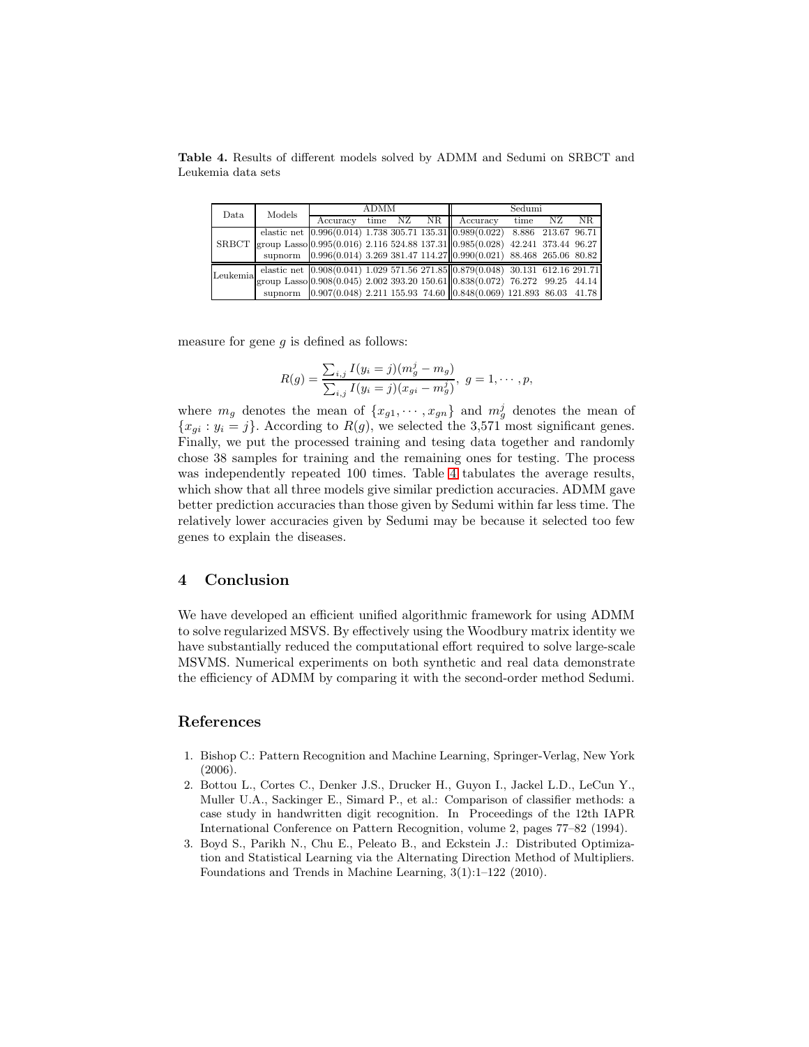**Table 4.** Results of different models solved by ADMM and Sedumi on SRBCT and Leukemia data sets

| Data | Models | ADMM | | | | Sedumi | | | |
|---|---|---|---|---|---|---|---|---|---|
| | | Accuracy | time | NZ | NR | Accuracy | time | NZ | NR |
| SRBCT | elastic net | 0.996(0.014) | 1.738 | 305.71 | 135.31 | 0.989(0.022) | 8.886 | 213.67 | 96.71 |
| | group Lasso | 0.995(0.016) | 2.116 | 524.88 | 137.31 | 0.985(0.028) | 42.241 | 373.44 | 96.27 |
| | supnorm | 0.996(0.014) | 3.269 | 381.47 | 114.27 | 0.990(0.021) | 88.468 | 265.06 | 80.82 |
| Leukemia | elastic net | 0.908(0.041) | 1.029 | 571.56 | 271.85 | 0.879(0.048) | 30.131 | 612.16 | 291.71 |
| | group Lasso | 0.908(0.045) | 2.002 | 393.20 | 150.61 | 0.838(0.072) | 76.272 | 99.25 | 44.14 |
| | supnorm | 0.907(0.048) | 2.211 | 155.93 | 74.60 | 0.848(0.069) | 121.893 | 86.03 | 41.78 |

measure for gene $g$ is defined as follows:

$$R(g) = \frac{\sum_{i,j} I(y_i = j)(m_g^j - m_g)}{\sum_{i,j} I(y_i = j)(x_{gi} - m_g^j)}, \; g = 1, \cdots, p,$$

where $m_g$ denotes the mean of $\{x_{g1}, \cdots, x_{gn}\}$ and $m_g^j$ denotes the mean of $\{x_{gi} : y_i = j\}$. According to $R(g)$, we selected the 3,571 most significant genes. Finally, we put the processed training and tesing data together and randomly chose 38 samples for training and the remaining ones for testing. The process was independently repeated 100 times. Table 4 tabulates the average results, which show that all three models give similar prediction accuracies. ADMM gave better prediction accuracies than those given by Sedumi within far less time. The relatively lower accuracies given by Sedumi may be because it selected too few genes to explain the diseases.

## 4 Conclusion

We have developed an efficient unified algorithmic framework for using ADMM to solve regularized MSVS. By effectively using the Woodbury matrix identity we have substantially reduced the computational effort required to solve large-scale MSVMS. Numerical experiments on both synthetic and real data demonstrate the efficiency of ADMM by comparing it with the second-order method Sedumi.

## References

1. Bishop C.: Pattern Recognition and Machine Learning, Springer-Verlag, New York (2006).
2. Bottou L., Cortes C., Denker J.S., Drucker H., Guyon I., Jackel L.D., LeCun Y., Muller U.A., Sackinger E., Simard P., et al.: Comparison of classifier methods: a case study in handwritten digit recognition. In Proceedings of the 12th IAPR International Conference on Pattern Recognition, volume 2, pages 77–82 (1994).
3. Boyd S., Parikh N., Chu E., Peleato B., and Eckstein J.: Distributed Optimization and Statistical Learning via the Alternating Direction Method of Multipliers. Foundations and Trends in Machine Learning, 3(1):1–122 (2010).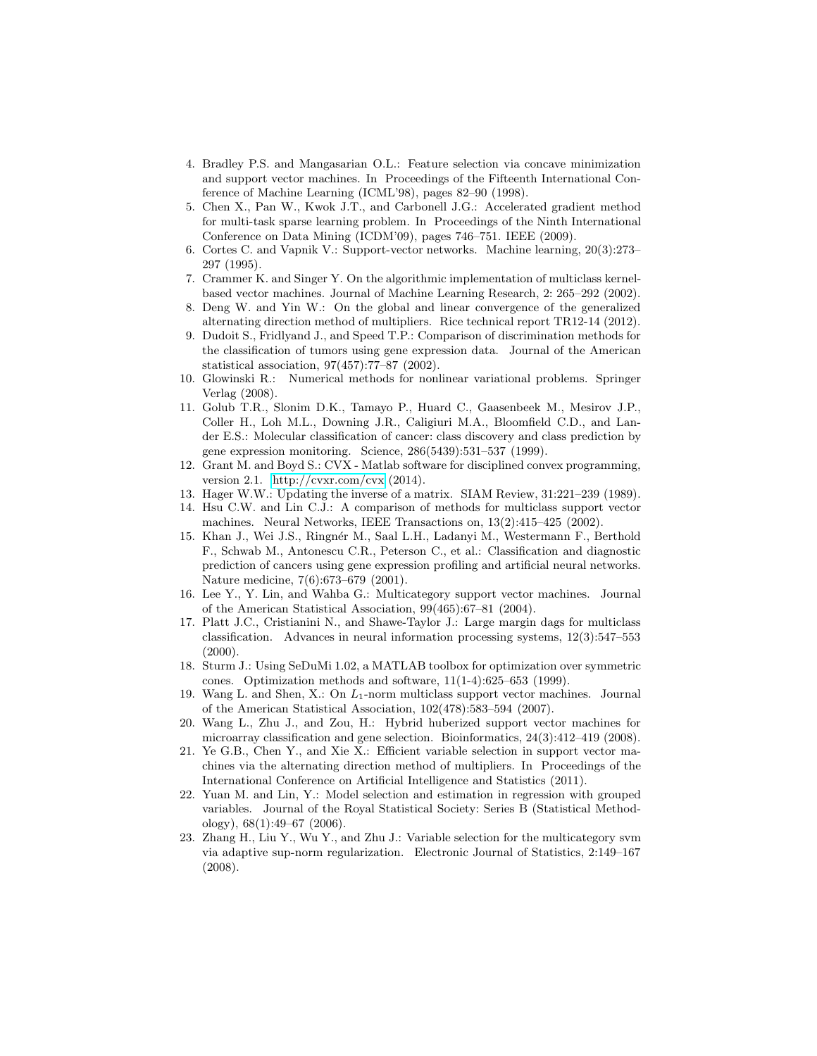4. Bradley P.S. and Mangasarian O.L.: Feature selection via concave minimization and support vector machines. In Proceedings of the Fifteenth International Conference of Machine Learning (ICML'98), pages 82–90 (1998).
5. Chen X., Pan W., Kwok J.T., and Carbonell J.G.: Accelerated gradient method for multi-task sparse learning problem. In Proceedings of the Ninth International Conference on Data Mining (ICDM'09), pages 746–751. IEEE (2009).
6. Cortes C. and Vapnik V.: Support-vector networks. Machine learning, 20(3):273–297 (1995).
7. Crammer K. and Singer Y. On the algorithmic implementation of multiclass kernel-based vector machines. Journal of Machine Learning Research, 2: 265–292 (2002).
8. Deng W. and Yin W.: On the global and linear convergence of the generalized alternating direction method of multipliers. Rice technical report TR12-14 (2012).
9. Dudoit S., Fridlyand J., and Speed T.P.: Comparison of discrimination methods for the classification of tumors using gene expression data. Journal of the American statistical association, 97(457):77–87 (2002).
10. Glowinski R.: Numerical methods for nonlinear variational problems. Springer Verlag (2008).
11. Golub T.R., Slonim D.K., Tamayo P., Huard C., Gaasenbeek M., Mesirov J.P., Coller H., Loh M.L., Downing J.R., Caligiuri M.A., Bloomfield C.D., and Lander E.S.: Molecular classification of cancer: class discovery and class prediction by gene expression monitoring. Science, 286(5439):531–537 (1999).
12. Grant M. and Boyd S.: CVX - Matlab software for disciplined convex programming, version 2.1. http://cvxr.com/cvx (2014).
13. Hager W.W.: Updating the inverse of a matrix. SIAM Review, 31:221–239 (1989).
14. Hsu C.W. and Lin C.J.: A comparison of methods for multiclass support vector machines. Neural Networks, IEEE Transactions on, 13(2):415–425 (2002).
15. Khan J., Wei J.S., Ringnér M., Saal L.H., Ladanyi M., Westermann F., Berthold F., Schwab M., Antonescu C.R., Peterson C., et al.: Classification and diagnostic prediction of cancers using gene expression profiling and artificial neural networks. Nature medicine, 7(6):673–679 (2001).
16. Lee Y., Y. Lin, and Wahba G.: Multicategory support vector machines. Journal of the American Statistical Association, 99(465):67–81 (2004).
17. Platt J.C., Cristianini N., and Shawe-Taylor J.: Large margin dags for multiclass classification. Advances in neural information processing systems, 12(3):547–553 (2000).
18. Sturm J.: Using SeDuMi 1.02, a MATLAB toolbox for optimization over symmetric cones. Optimization methods and software, 11(1-4):625–653 (1999).
19. Wang L. and Shen, X.: On $L_1$-norm multiclass support vector machines. Journal of the American Statistical Association, 102(478):583–594 (2007).
20. Wang L., Zhu J., and Zou, H.: Hybrid huberized support vector machines for microarray classification and gene selection. Bioinformatics, 24(3):412–419 (2008).
21. Ye G.B., Chen Y., and Xie X.: Efficient variable selection in support vector machines via the alternating direction method of multipliers. In Proceedings of the International Conference on Artificial Intelligence and Statistics (2011).
22. Yuan M. and Lin, Y.: Model selection and estimation in regression with grouped variables. Journal of the Royal Statistical Society: Series B (Statistical Methodology), 68(1):49–67 (2006).
23. Zhang H., Liu Y., Wu Y., and Zhu J.: Variable selection for the multicategory svm via adaptive sup-norm regularization. Electronic Journal of Statistics, 2:149–167 (2008).